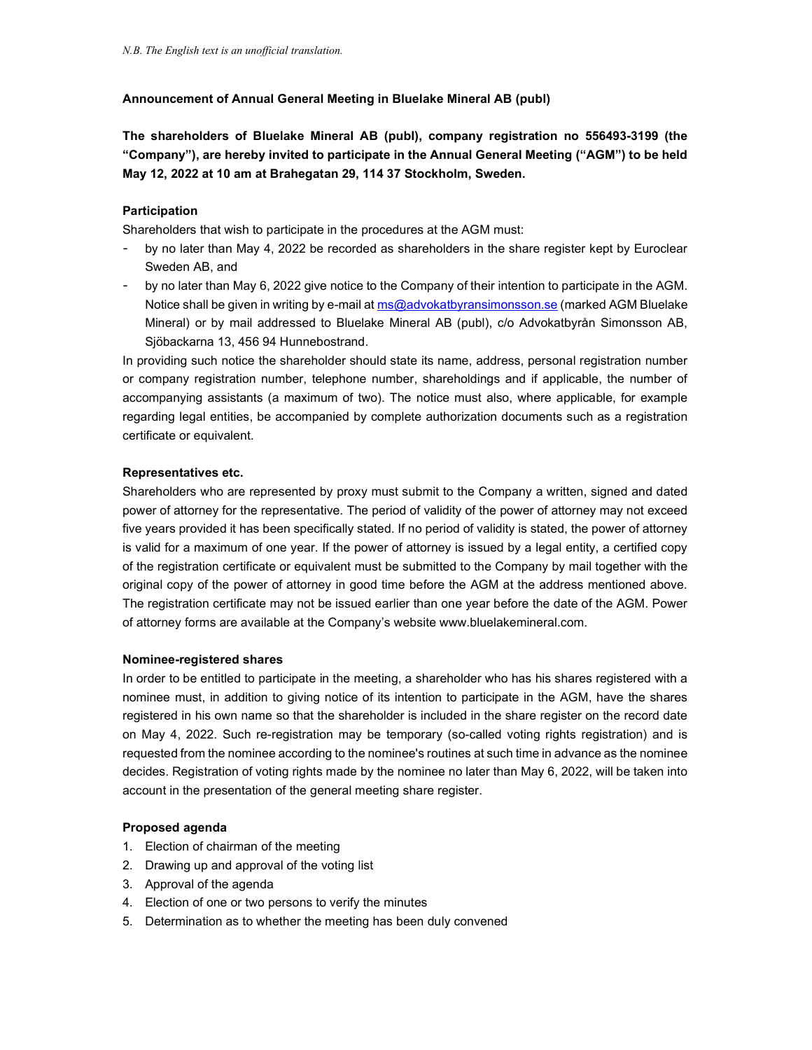*N.B. The English text is an unofficial translation.*

**Announcement of Annual General Meeting in Bluelake Mineral AB (publ)**

**The shareholders of Bluelake Mineral AB (publ), company registration no 556493-3199 (the "Company"), are hereby invited to participate in the Annual General Meeting ("AGM") to be held May 12, 2022 at 10 am at Brahegatan 29, 114 37 Stockholm, Sweden.**

**Participation**

Shareholders that wish to participate in the procedures at the AGM must:

- by no later than May 4, 2022 be recorded as shareholders in the share register kept by Euroclear Sweden AB, and
- by no later than May 6, 2022 give notice to the Company of their intention to participate in the AGM. Notice shall be given in writing by e-mail at ms@advokatbyransimonsson.se (marked AGM Bluelake Mineral) or by mail addressed to Bluelake Mineral AB (publ), c/o Advokatbyrån Simonsson AB, Sjöbackarna 13, 456 94 Hunnebostrand.

In providing such notice the shareholder should state its name, address, personal registration number or company registration number, telephone number, shareholdings and if applicable, the number of accompanying assistants (a maximum of two). The notice must also, where applicable, for example regarding legal entities, be accompanied by complete authorization documents such as a registration certificate or equivalent.

**Representatives etc.**

Shareholders who are represented by proxy must submit to the Company a written, signed and dated power of attorney for the representative. The period of validity of the power of attorney may not exceed five years provided it has been specifically stated. If no period of validity is stated, the power of attorney is valid for a maximum of one year. If the power of attorney is issued by a legal entity, a certified copy of the registration certificate or equivalent must be submitted to the Company by mail together with the original copy of the power of attorney in good time before the AGM at the address mentioned above. The registration certificate may not be issued earlier than one year before the date of the AGM. Power of attorney forms are available at the Company's website www.bluelakemineral.com.

**Nominee-registered shares**

In order to be entitled to participate in the meeting, a shareholder who has his shares registered with a nominee must, in addition to giving notice of its intention to participate in the AGM, have the shares registered in his own name so that the shareholder is included in the share register on the record date on May 4, 2022. Such re-registration may be temporary (so-called voting rights registration) and is requested from the nominee according to the nominee's routines at such time in advance as the nominee decides. Registration of voting rights made by the nominee no later than May 6, 2022, will be taken into account in the presentation of the general meeting share register.

**Proposed agenda**

1. Election of chairman of the meeting
2. Drawing up and approval of the voting list
3. Approval of the agenda
4. Election of one or two persons to verify the minutes
5. Determination as to whether the meeting has been duly convened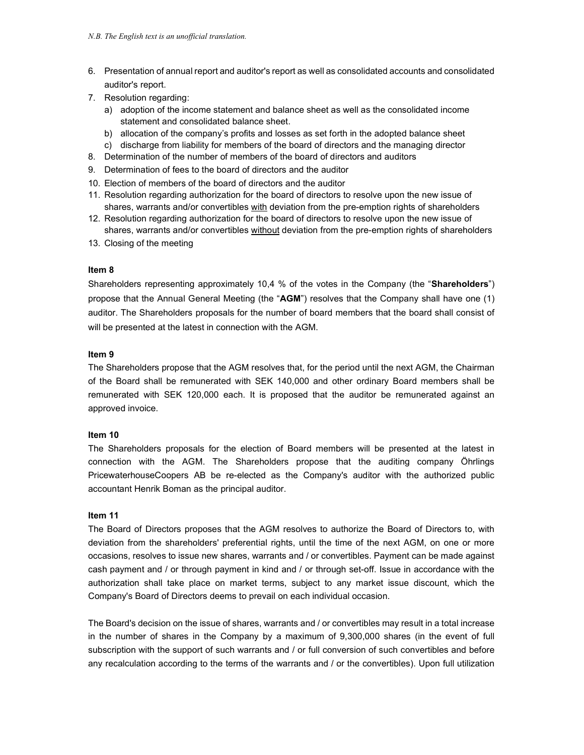6. Presentation of annual report and auditor's report as well as consolidated accounts and consolidated auditor's report.
7. Resolution regarding:
   a) adoption of the income statement and balance sheet as well as the consolidated income statement and consolidated balance sheet.
   b) allocation of the company's profits and losses as set forth in the adopted balance sheet
   c) discharge from liability for members of the board of directors and the managing director
8. Determination of the number of members of the board of directors and auditors
9. Determination of fees to the board of directors and the auditor
10. Election of members of the board of directors and the auditor
11. Resolution regarding authorization for the board of directors to resolve upon the new issue of shares, warrants and/or convertibles <u>with</u> deviation from the pre-emption rights of shareholders
12. Resolution regarding authorization for the board of directors to resolve upon the new issue of shares, warrants and/or convertibles <u>without</u> deviation from the pre-emption rights of shareholders
13. Closing of the meeting

**Item 8**

Shareholders representing approximately 10,4 % of the votes in the Company (the "**Shareholders**") propose that the Annual General Meeting (the "**AGM**") resolves that the Company shall have one (1) auditor. The Shareholders proposals for the number of board members that the board shall consist of will be presented at the latest in connection with the AGM.

**Item 9**

The Shareholders propose that the AGM resolves that, for the period until the next AGM, the Chairman of the Board shall be remunerated with SEK 140,000 and other ordinary Board members shall be remunerated with SEK 120,000 each. It is proposed that the auditor be remunerated against an approved invoice.

**Item 10**

The Shareholders proposals for the election of Board members will be presented at the latest in connection with the AGM. The Shareholders propose that the auditing company Öhrlings PricewaterhouseCoopers AB be re-elected as the Company's auditor with the authorized public accountant Henrik Boman as the principal auditor.

**Item 11**

The Board of Directors proposes that the AGM resolves to authorize the Board of Directors to, with deviation from the shareholders' preferential rights, until the time of the next AGM, on one or more occasions, resolves to issue new shares, warrants and / or convertibles. Payment can be made against cash payment and / or through payment in kind and / or through set-off. Issue in accordance with the authorization shall take place on market terms, subject to any market issue discount, which the Company's Board of Directors deems to prevail on each individual occasion.

The Board's decision on the issue of shares, warrants and / or convertibles may result in a total increase in the number of shares in the Company by a maximum of 9,300,000 shares (in the event of full subscription with the support of such warrants and / or full conversion of such convertibles and before any recalculation according to the terms of the warrants and / or the convertibles). Upon full utilization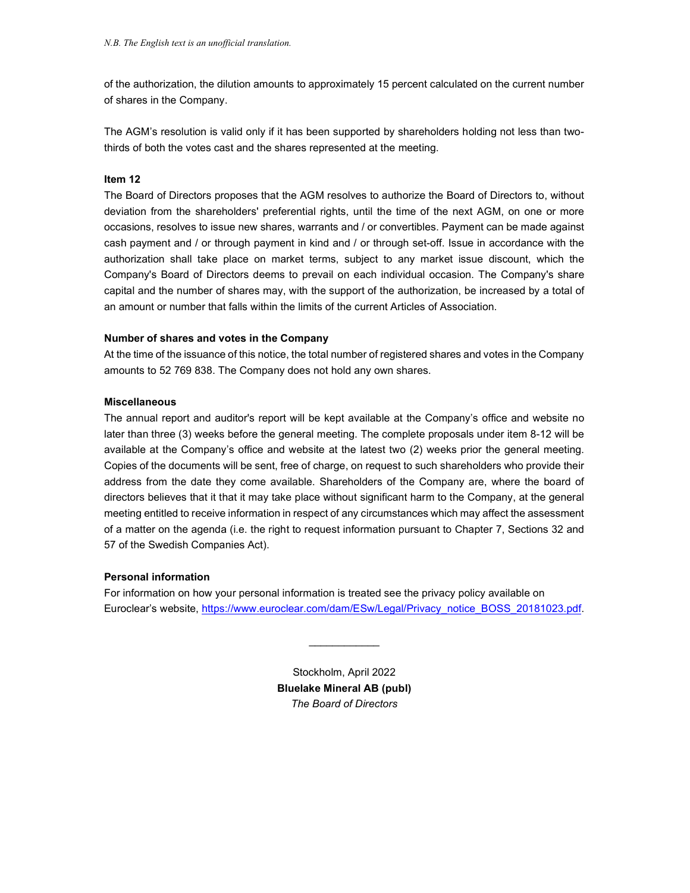*N.B. The English text is an unofficial translation.*

of the authorization, the dilution amounts to approximately 15 percent calculated on the current number of shares in the Company.

The AGM's resolution is valid only if it has been supported by shareholders holding not less than two-thirds of both the votes cast and the shares represented at the meeting.

**Item 12**

The Board of Directors proposes that the AGM resolves to authorize the Board of Directors to, without deviation from the shareholders' preferential rights, until the time of the next AGM, on one or more occasions, resolves to issue new shares, warrants and / or convertibles. Payment can be made against cash payment and / or through payment in kind and / or through set-off. Issue in accordance with the authorization shall take place on market terms, subject to any market issue discount, which the Company's Board of Directors deems to prevail on each individual occasion. The Company's share capital and the number of shares may, with the support of the authorization, be increased by a total of an amount or number that falls within the limits of the current Articles of Association.

**Number of shares and votes in the Company**

At the time of the issuance of this notice, the total number of registered shares and votes in the Company amounts to 52 769 838. The Company does not hold any own shares.

**Miscellaneous**

The annual report and auditor's report will be kept available at the Company's office and website no later than three (3) weeks before the general meeting. The complete proposals under item 8-12 will be available at the Company's office and website at the latest two (2) weeks prior the general meeting. Copies of the documents will be sent, free of charge, on request to such shareholders who provide their address from the date they come available. Shareholders of the Company are, where the board of directors believes that it that it may take place without significant harm to the Company, at the general meeting entitled to receive information in respect of any circumstances which may affect the assessment of a matter on the agenda (i.e. the right to request information pursuant to Chapter 7, Sections 32 and 57 of the Swedish Companies Act).

**Personal information**

For information on how your personal information is treated see the privacy policy available on Euroclear's website, https://www.euroclear.com/dam/ESw/Legal/Privacy_notice_BOSS_20181023.pdf.

\_\_\_\_\_\_\_\_\_\_\_\_

Stockholm, April 2022

**Bluelake Mineral AB (publ)**

*The Board of Directors*